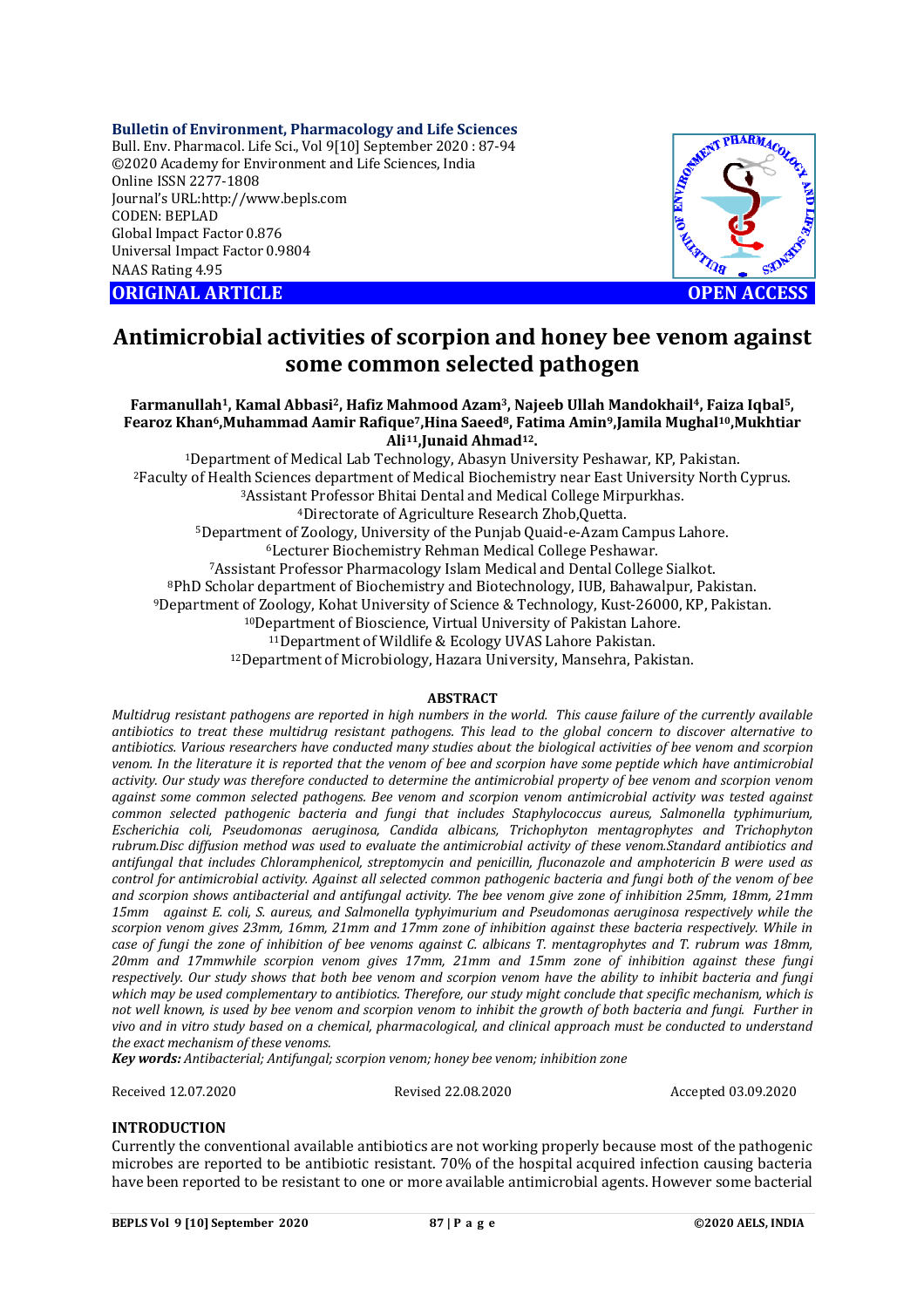**Bulletin of Environment, Pharmacology and Life Sciences**
Bull. Env. Pharmacol. Life Sci., Vol 9[10] September 2020 : 87-94
©2020 Academy for Environment and Life Sciences, India
Online ISSN 2277-1808
Journal's URL:http://www.bepls.com
CODEN: BEPLAD
Global Impact Factor 0.876
Universal Impact Factor 0.9804
NAAS Rating 4.95

**ORIGINAL ARTICLE** **OPEN ACCESS**

# Antimicrobial activities of scorpion and honey bee venom against some common selected pathogen

**Farmanullah[1], Kamal Abbasi[2], Hafiz Mahmood Azam[3], Najeeb Ullah Mandokhail[4], Faiza Iqbal[5], Fearoz Khan[6], Muhammad Aamir Rafique[7], Hina Saeed[8], Fatima Amin[9], Jamila Mughal[10], Mukhtiar Ali[11], Junaid Ahmad[12].**

[1]Department of Medical Lab Technology, Abasyn University Peshawar, KP, Pakistan.
[2]Faculty of Health Sciences department of Medical Biochemistry near East University North Cyprus.
[3]Assistant Professor Bhitai Dental and Medical College Mirpurkhas.
[4]Directorate of Agriculture Research Zhob,Quetta.
[5]Department of Zoology, University of the Punjab Quaid-e-Azam Campus Lahore.
[6]Lecturer Biochemistry Rehman Medical College Peshawar.
[7]Assistant Professor Pharmacology Islam Medical and Dental College Sialkot.
[8]PhD Scholar department of Biochemistry and Biotechnology, IUB, Bahawalpur, Pakistan.
[9]Department of Zoology, Kohat University of Science & Technology, Kust-26000, KP, Pakistan.
[10]Department of Bioscience, Virtual University of Pakistan Lahore.
[11]Department of Wildlife & Ecology UVAS Lahore Pakistan.
[12]Department of Microbiology, Hazara University, Mansehra, Pakistan.

## ABSTRACT

*Multidrug resistant pathogens are reported in high numbers in the world. This cause failure of the currently available antibiotics to treat these multidrug resistant pathogens. This lead to the global concern to discover alternative to antibiotics. Various researchers have conducted many studies about the biological activities of bee venom and scorpion venom. In the literature it is reported that the venom of bee and scorpion have some peptide which have antimicrobial activity. Our study was therefore conducted to determine the antimicrobial property of bee venom and scorpion venom against some common selected pathogens. Bee venom and scorpion venom antimicrobial activity was tested against common selected pathogenic bacteria and fungi that includes Staphylococcus aureus, Salmonella typhimurium, Escherichia coli, Pseudomonas aeruginosa, Candida albicans, Trichophyton mentagrophytes and Trichophyton rubrum.Disc diffusion method was used to evaluate the antimicrobial activity of these venom.Standard antibiotics and antifungal that includes Chloramphenicol, streptomycin and penicillin, fluconazole and amphotericin B were used as control for antimicrobial activity. Against all selected common pathogenic bacteria and fungi both of the venom of bee and scorpion shows antibacterial and antifungal activity. The bee venom give zone of inhibition 25mm, 18mm, 21mm 15mm against E. coli, S. aureus, and Salmonella typhyimurium and Pseudomonas aeruginosa respectively while the scorpion venom gives 23mm, 16mm, 21mm and 17mm zone of inhibition against these bacteria respectively. While in case of fungi the zone of inhibition of bee venoms against C. albicans T. mentagrophytes and T. rubrum was 18mm, 20mm and 17mmwhile scorpion venom gives 17mm, 21mm and 15mm zone of inhibition against these fungi respectively. Our study shows that both bee venom and scorpion venom have the ability to inhibit bacteria and fungi which may be used complementary to antibiotics. Therefore, our study might conclude that specific mechanism, which is not well known, is used by bee venom and scorpion venom to inhibit the growth of both bacteria and fungi. Further in vivo and in vitro study based on a chemical, pharmacological, and clinical approach must be conducted to understand the exact mechanism of these venoms.*

***Key words:*** *Antibacterial; Antifungal; scorpion venom; honey bee venom; inhibition zone*

Received 12.07.2020 Revised 22.08.2020 Accepted 03.09.2020

## INTRODUCTION

Currently the conventional available antibiotics are not working properly because most of the pathogenic microbes are reported to be antibiotic resistant. 70% of the hospital acquired infection causing bacteria have been reported to be resistant to one or more available antimicrobial agents. However some bacterial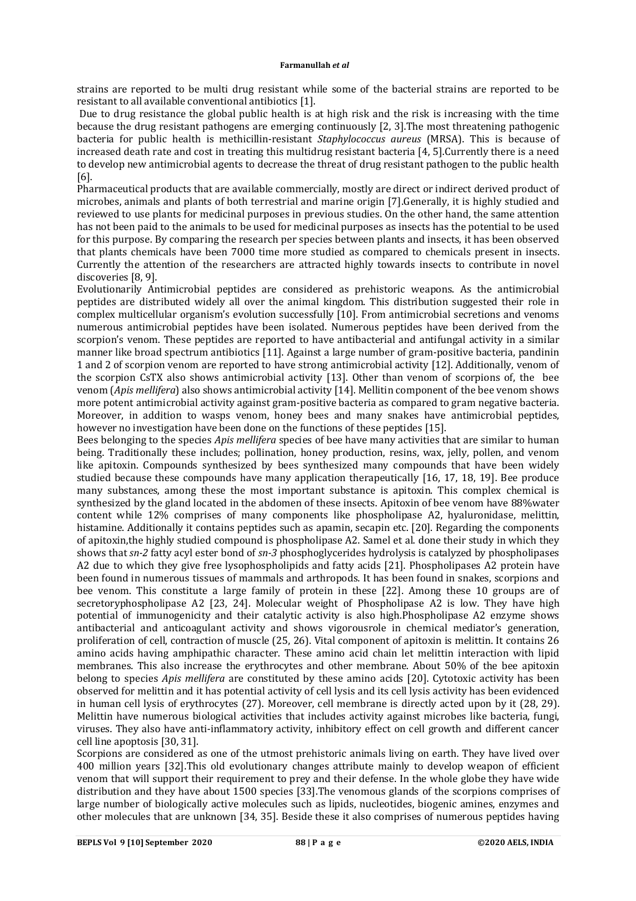strains are reported to be multi drug resistant while some of the bacterial strains are reported to be resistant to all available conventional antibiotics [1].

Due to drug resistance the global public health is at high risk and the risk is increasing with the time because the drug resistant pathogens are emerging continuously [2, 3].The most threatening pathogenic bacteria for public health is methicillin-resistant *Staphylococcus aureus* (MRSA). This is because of increased death rate and cost in treating this multidrug resistant bacteria [4, 5].Currently there is a need to develop new antimicrobial agents to decrease the threat of drug resistant pathogen to the public health [6].

Pharmaceutical products that are available commercially, mostly are direct or indirect derived product of microbes, animals and plants of both terrestrial and marine origin [7].Generally, it is highly studied and reviewed to use plants for medicinal purposes in previous studies. On the other hand, the same attention has not been paid to the animals to be used for medicinal purposes as insects has the potential to be used for this purpose. By comparing the research per species between plants and insects, it has been observed that plants chemicals have been 7000 time more studied as compared to chemicals present in insects. Currently the attention of the researchers are attracted highly towards insects to contribute in novel discoveries [8, 9].

Evolutionarily Antimicrobial peptides are considered as prehistoric weapons. As the antimicrobial peptides are distributed widely all over the animal kingdom. This distribution suggested their role in complex multicellular organism's evolution successfully [10]. From antimicrobial secretions and venoms numerous antimicrobial peptides have been isolated. Numerous peptides have been derived from the scorpion's venom. These peptides are reported to have antibacterial and antifungal activity in a similar manner like broad spectrum antibiotics [11]. Against a large number of gram-positive bacteria, pandinin 1 and 2 of scorpion venom are reported to have strong antimicrobial activity [12]. Additionally, venom of the scorpion CsTX also shows antimicrobial activity [13]. Other than venom of scorpions of, the bee venom (*Apis mellifera*) also shows antimicrobial activity [14]. Mellitin component of the bee venom shows more potent antimicrobial activity against gram-positive bacteria as compared to gram negative bacteria. Moreover, in addition to wasps venom, honey bees and many snakes have antimicrobial peptides, however no investigation have been done on the functions of these peptides [15].

Bees belonging to the species *Apis mellifera* species of bee have many activities that are similar to human being. Traditionally these includes; pollination, honey production, resins, wax, jelly, pollen, and venom like apitoxin. Compounds synthesized by bees synthesized many compounds that have been widely studied because these compounds have many application therapeutically [16, 17, 18, 19]. Bee produce many substances, among these the most important substance is apitoxin. This complex chemical is synthesized by the gland located in the abdomen of these insects. Apitoxin of bee venom have 88%water content while 12% comprises of many components like phospholipase A2, hyaluronidase, melittin, histamine. Additionally it contains peptides such as apamin, secapin etc. [20]. Regarding the components of apitoxin,the highly studied compound is phospholipase A2. Samel et al. done their study in which they shows that *sn-2* fatty acyl ester bond of *sn-3* phosphoglycerides hydrolysis is catalyzed by phospholipases A2 due to which they give free lysophospholipids and fatty acids [21]. Phospholipases A2 protein have been found in numerous tissues of mammals and arthropods. It has been found in snakes, scorpions and bee venom. This constitute a large family of protein in these [22]. Among these 10 groups are of secretoryphospholipase A2 [23, 24]. Molecular weight of Phospholipase A2 is low. They have high potential of immunogenicity and their catalytic activity is also high.Phospholipase A2 enzyme shows antibacterial and anticoagulant activity and shows vigorousrole in chemical mediator's generation, proliferation of cell, contraction of muscle (25, 26). Vital component of apitoxin is melittin. It contains 26 amino acids having amphipathic character. These amino acid chain let melittin interaction with lipid membranes. This also increase the erythrocytes and other membrane. About 50% of the bee apitoxin belong to species *Apis mellifera* are constituted by these amino acids [20]. Cytotoxic activity has been observed for melittin and it has potential activity of cell lysis and its cell lysis activity has been evidenced in human cell lysis of erythrocytes (27). Moreover, cell membrane is directly acted upon by it (28, 29). Melittin have numerous biological activities that includes activity against microbes like bacteria, fungi, viruses. They also have anti-inflammatory activity, inhibitory effect on cell growth and different cancer cell line apoptosis [30, 31].

Scorpions are considered as one of the utmost prehistoric animals living on earth. They have lived over 400 million years [32].This old evolutionary changes attribute mainly to develop weapon of efficient venom that will support their requirement to prey and their defense. In the whole globe they have wide distribution and they have about 1500 species [33].The venomous glands of the scorpions comprises of large number of biologically active molecules such as lipids, nucleotides, biogenic amines, enzymes and other molecules that are unknown [34, 35]. Beside these it also comprises of numerous peptides having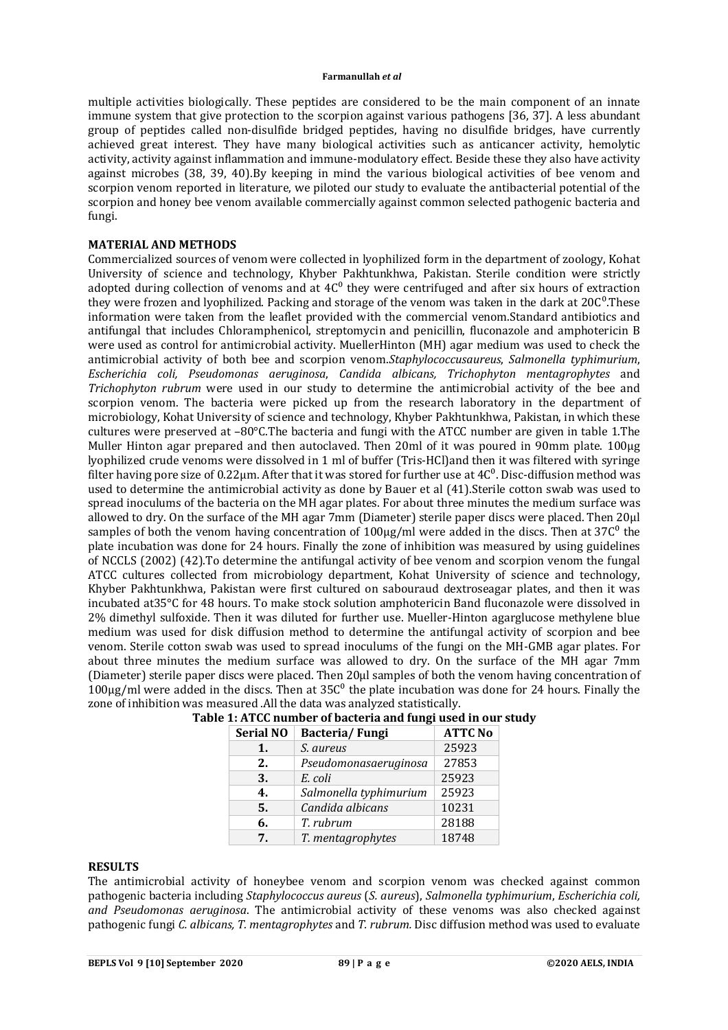multiple activities biologically. These peptides are considered to be the main component of an innate immune system that give protection to the scorpion against various pathogens [36, 37]. A less abundant group of peptides called non-disulfide bridged peptides, having no disulfide bridges, have currently achieved great interest. They have many biological activities such as anticancer activity, hemolytic activity, activity against inflammation and immune-modulatory effect. Beside these they also have activity against microbes (38, 39, 40).By keeping in mind the various biological activities of bee venom and scorpion venom reported in literature, we piloted our study to evaluate the antibacterial potential of the scorpion and honey bee venom available commercially against common selected pathogenic bacteria and fungi.

## MATERIAL AND METHODS

Commercialized sources of venom were collected in lyophilized form in the department of zoology, Kohat University of science and technology, Khyber Pakhtunkhwa, Pakistan. Sterile condition were strictly adopted during collection of venoms and at $4C^0$ they were centrifuged and after six hours of extraction they were frozen and lyophilized. Packing and storage of the venom was taken in the dark at $20C^0$.These information were taken from the leaflet provided with the commercial venom.Standard antibiotics and antifungal that includes Chloramphenicol, streptomycin and penicillin, fluconazole and amphotericin B were used as control for antimicrobial activity. MuellerHinton (MH) agar medium was used to check the antimicrobial activity of both bee and scorpion venom.*Staphylococcusaureus*, *Salmonella typhimurium*, *Escherichia coli, Pseudomonas aeruginosa*, *Candida albicans, Trichophyton mentagrophytes* and *Trichophyton rubrum* were used in our study to determine the antimicrobial activity of the bee and scorpion venom. The bacteria were picked up from the research laboratory in the department of microbiology, Kohat University of science and technology, Khyber Pakhtunkhwa, Pakistan, in which these cultures were preserved at –80°C.The bacteria and fungi with the ATCC number are given in table 1.The Muller Hinton agar prepared and then autoclaved. Then 20ml of it was poured in 90mm plate. 100µg lyophilized crude venoms were dissolved in 1 ml of buffer (Tris-HCl)and then it was filtered with syringe filter having pore size of 0.22µm. After that it was stored for further use at $4C^0$. Disc-diffusion method was used to determine the antimicrobial activity as done by Bauer et al (41).Sterile cotton swab was used to spread inoculums of the bacteria on the MH agar plates. For about three minutes the medium surface was allowed to dry. On the surface of the MH agar 7mm (Diameter) sterile paper discs were placed. Then 20µl samples of both the venom having concentration of 100µg/ml were added in the discs. Then at $37C^0$ the plate incubation was done for 24 hours. Finally the zone of inhibition was measured by using guidelines of NCCLS (2002) (42).To determine the antifungal activity of bee venom and scorpion venom the fungal ATCC cultures collected from microbiology department, Kohat University of science and technology, Khyber Pakhtunkhwa, Pakistan were first cultured on sabouraud dextroseagar plates, and then it was incubated at35°C for 48 hours. To make stock solution amphotericin Band fluconazole were dissolved in 2% dimethyl sulfoxide. Then it was diluted for further use. Mueller-Hinton agarglucose methylene blue medium was used for disk diffusion method to determine the antifungal activity of scorpion and bee venom. Sterile cotton swab was used to spread inoculums of the fungi on the MH-GMB agar plates. For about three minutes the medium surface was allowed to dry. On the surface of the MH agar 7mm (Diameter) sterile paper discs were placed. Then 20µl samples of both the venom having concentration of 100µg/ml were added in the discs. Then at $35C^0$ the plate incubation was done for 24 hours. Finally the zone of inhibition was measured .All the data was analyzed statistically.

**Table 1: ATCC number of bacteria and fungi used in our study**

| Serial NO | Bacteria/ Fungi | ATTC No |
|---|---|---|
| 1. | *S. aureus* | 25923 |
| 2. | *Pseudomonasaeruginosa* | 27853 |
| 3. | *E. coli* | 25923 |
| 4. | *Salmonella typhimurium* | 25923 |
| 5. | *Candida albicans* | 10231 |
| 6. | *T. rubrum* | 28188 |
| 7. | *T. mentagrophytes* | 18748 |

## RESULTS

The antimicrobial activity of honeybee venom and scorpion venom was checked against common pathogenic bacteria including *Staphylococcus aureus* (*S. aureus*), *Salmonella typhimurium*, *Escherichia coli, and Pseudomonas aeruginosa*. The antimicrobial activity of these venoms was also checked against pathogenic fungi *C. albicans, T. mentagrophytes* and *T. rubrum.* Disc diffusion method was used to evaluate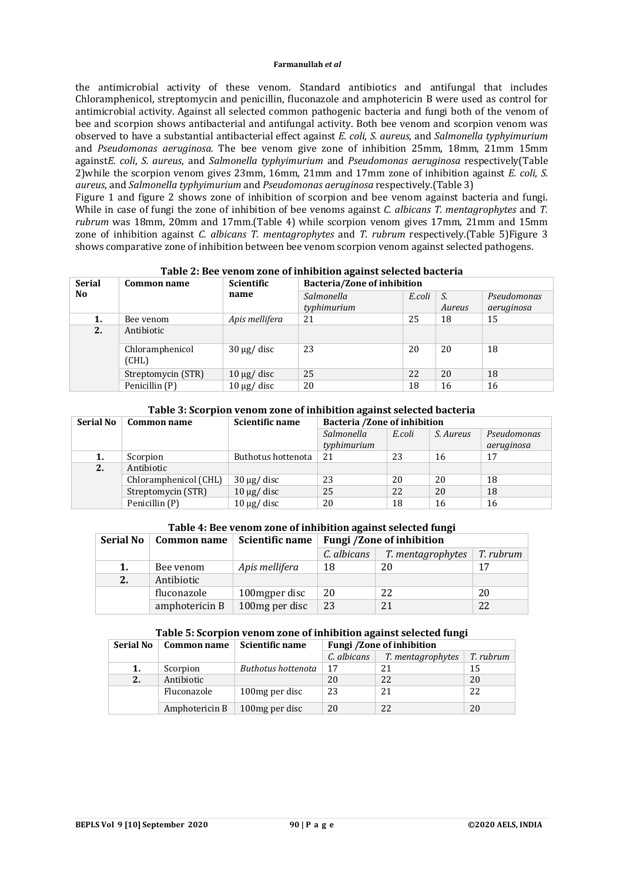the antimicrobial activity of these venom. Standard antibiotics and antifungal that includes Chloramphenicol, streptomycin and penicillin, fluconazole and amphotericin B were used as control for antimicrobial activity. Against all selected common pathogenic bacteria and fungi both of the venom of bee and scorpion shows antibacterial and antifungal activity. Both bee venom and scorpion venom was observed to have a substantial antibacterial effect against *E. coli*, *S. aureus*, and *Salmonella typhyimurium* and *Pseudomonas aeruginosa.* The bee venom give zone of inhibition 25mm, 18mm, 21mm 15mm against*E. coli*, *S. aureus*, and *Salmonella typhyimurium* and *Pseudomonas aeruginosa* respectively(Table 2)while the scorpion venom gives 23mm, 16mm, 21mm and 17mm zone of inhibition against *E. coli*, *S. aureus*, and *Salmonella typhyimurium* and *Pseudomonas aeruginosa* respectively.(Table 3)

Figure 1 and figure 2 shows zone of inhibition of scorpion and bee venom against bacteria and fungi. While in case of fungi the zone of inhibition of bee venoms against *C. albicans T. mentagrophytes* and *T. rubrum* was 18mm, 20mm and 17mm.(Table 4) while scorpion venom gives 17mm, 21mm and 15mm zone of inhibition against *C. albicans T. mentagrophytes* and *T. rubrum* respectively.(Table 5)Figure 3 shows comparative zone of inhibition between bee venom scorpion venom against selected pathogens.

**Table 2: Bee venom zone of inhibition against selected bacteria**

| Serial No | Common name | Scientific name | Bacteria/Zone of inhibition | | | |
|---|---|---|---|---|---|---|
| | | | *Salmonella typhimurium* | *E.coli* | *S. Aureus* | *Pseudomonas aeruginosa* |
| **1.** | Bee venom | *Apis mellifera* | 21 | 25 | 18 | 15 |
| **2.** | Antibiotic | | | | | |
| | Chloramphenicol (CHL) | 30 µg/ disc | 23 | 20 | 20 | 18 |
| | Streptomycin (STR) | 10 µg/ disc | 25 | 22 | 20 | 18 |
| | Penicillin (P) | 10 µg/ disc | 20 | 18 | 16 | 16 |

**Table 3: Scorpion venom zone of inhibition against selected bacteria**

| Serial No | Common name | Scientific name | Bacteria /Zone of inhibition | | | |
|---|---|---|---|---|---|---|
| | | | *Salmonella typhimurium* | *E.coli* | *S. Aureus* | *Pseudomonas aeruginosa* |
| **1.** | Scorpion | Buthotus hottenota | 21 | 23 | 16 | 17 |
| **2.** | Antibiotic | | | | | |
| | Chloramphenicol (CHL) | 30 µg/ disc | 23 | 20 | 20 | 18 |
| | Streptomycin (STR) | 10 µg/ disc | 25 | 22 | 20 | 18 |
| | Penicillin (P) | 10 µg/ disc | 20 | 18 | 16 | 16 |

**Table 4: Bee venom zone of inhibition against selected fungi**

| Serial No | Common name | Scientific name | Fungi /Zone of inhibition | | |
|---|---|---|---|---|---|
| | | | *C. albicans* | *T. mentagrophytes* | *T. rubrum* |
| **1.** | Bee venom | *Apis mellifera* | 18 | 20 | 17 |
| **2.** | Antibiotic | | | | |
| | fluconazole | 100mgper disc | 20 | 22 | 20 |
| | amphotericin B | 100mg per disc | 23 | 21 | 22 |

**Table 5: Scorpion venom zone of inhibition against selected fungi**

| Serial No | Common name | Scientific name | Fungi /Zone of inhibition | | |
|---|---|---|---|---|---|
| | | | *C. albicans* | *T. mentagrophytes* | *T. rubrum* |
| **1.** | Scorpion | *Buthotus hottenota* | 17 | 21 | 15 |
| **2.** | Antibiotic | | 20 | 22 | 20 |
| | Fluconazole | 100mg per disc | 23 | 21 | 22 |
| | Amphotericin B | 100mg per disc | 20 | 22 | 20 |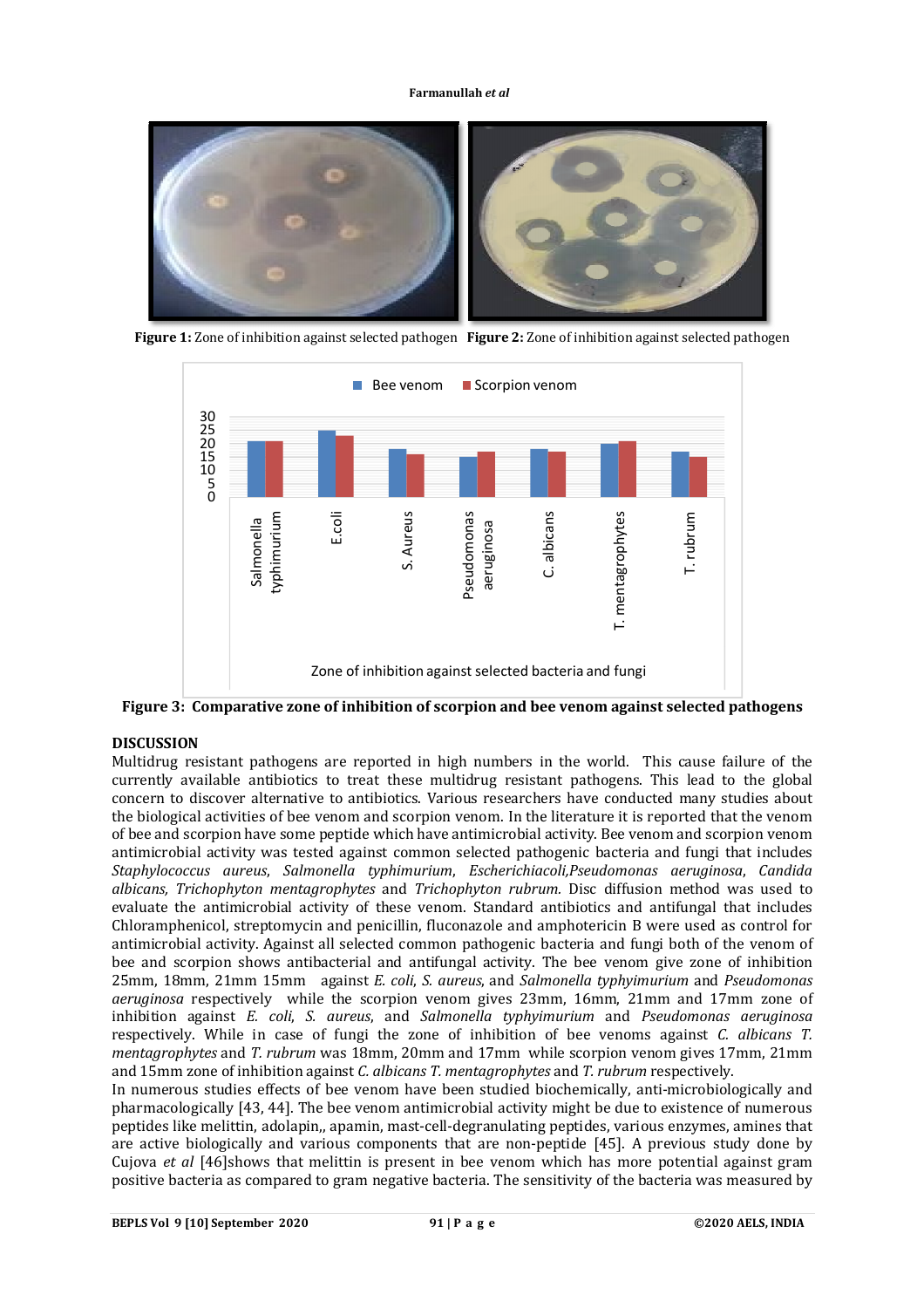**Figure 1:** Zone of inhibition against selected pathogen **Figure 2:** Zone of inhibition against selected pathogen

**Figure 3: Comparative zone of inhibition of scorpion and bee venom against selected pathogens**

## DISCUSSION

Multidrug resistant pathogens are reported in high numbers in the world. This cause failure of the currently available antibiotics to treat these multidrug resistant pathogens. This lead to the global concern to discover alternative to antibiotics. Various researchers have conducted many studies about the biological activities of bee venom and scorpion venom. In the literature it is reported that the venom of bee and scorpion have some peptide which have antimicrobial activity. Bee venom and scorpion venom antimicrobial activity was tested against common selected pathogenic bacteria and fungi that includes *Staphylococcus aureus*, *Salmonella typhimurium*, *Escherichiacoli,Pseudomonas aeruginosa*, *Candida albicans, Trichophyton mentagrophytes* and *Trichophyton rubrum.* Disc diffusion method was used to evaluate the antimicrobial activity of these venom. Standard antibiotics and antifungal that includes Chloramphenicol, streptomycin and penicillin, fluconazole and amphotericin B were used as control for antimicrobial activity. Against all selected common pathogenic bacteria and fungi both of the venom of bee and scorpion shows antibacterial and antifungal activity. The bee venom give zone of inhibition 25mm, 18mm, 21mm 15mm against *E. coli*, *S. aureus*, and *Salmonella typhyimurium* and *Pseudomonas aeruginosa* respectively while the scorpion venom gives 23mm, 16mm, 21mm and 17mm zone of inhibition against *E. coli*, *S. aureus*, and *Salmonella typhyimurium* and *Pseudomonas aeruginosa* respectively. While in case of fungi the zone of inhibition of bee venoms against *C. albicans T. mentagrophytes* and *T. rubrum* was 18mm, 20mm and 17mm while scorpion venom gives 17mm, 21mm and 15mm zone of inhibition against *C. albicans T. mentagrophytes* and *T. rubrum* respectively.

In numerous studies effects of bee venom have been studied biochemically, anti-microbiologically and pharmacologically [43, 44]. The bee venom antimicrobial activity might be due to existence of numerous peptides like melittin, adolapin,, apamin, mast-cell-degranulating peptides, various enzymes, amines that are active biologically and various components that are non-peptide [45]. A previous study done by Cujova *et al* [46]shows that melittin is present in bee venom which has more potential against gram positive bacteria as compared to gram negative bacteria. The sensitivity of the bacteria was measured by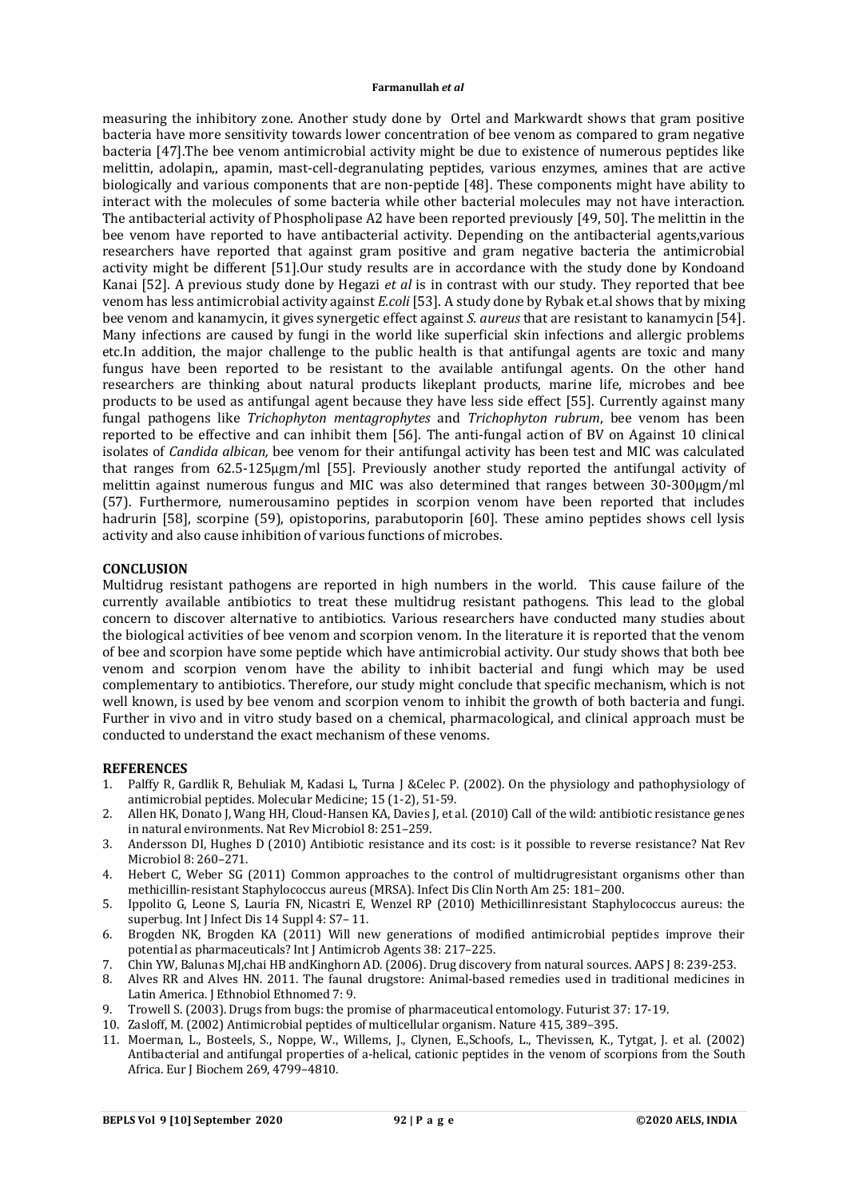measuring the inhibitory zone. Another study done by Ortel and Markwardt shows that gram positive bacteria have more sensitivity towards lower concentration of bee venom as compared to gram negative bacteria [47].The bee venom antimicrobial activity might be due to existence of numerous peptides like melittin, adolapin,, apamin, mast-cell-degranulating peptides, various enzymes, amines that are active biologically and various components that are non-peptide [48]. These components might have ability to interact with the molecules of some bacteria while other bacterial molecules may not have interaction. The antibacterial activity of Phospholipase A2 have been reported previously [49, 50]. The melittin in the bee venom have reported to have antibacterial activity. Depending on the antibacterial agents,various researchers have reported that against gram positive and gram negative bacteria the antimicrobial activity might be different [51].Our study results are in accordance with the study done by Kondoand Kanai [52]. A previous study done by Hegazi *et al* is in contrast with our study. They reported that bee venom has less antimicrobial activity against *E.coli* [53]. A study done by Rybak et.al shows that by mixing bee venom and kanamycin, it gives synergetic effect against *S. aureus* that are resistant to kanamycin [54]. Many infections are caused by fungi in the world like superficial skin infections and allergic problems etc.In addition, the major challenge to the public health is that antifungal agents are toxic and many fungus have been reported to be resistant to the available antifungal agents. On the other hand researchers are thinking about natural products likeplant products, marine life, microbes and bee products to be used as antifungal agent because they have less side effect [55]. Currently against many fungal pathogens like *Trichophyton mentagrophytes* and *Trichophyton rubrum*, bee venom has been reported to be effective and can inhibit them [56]. The anti-fungal action of BV on Against 10 clinical isolates of *Candida albican,* bee venom for their antifungal activity has been test and MIC was calculated that ranges from 62.5-125μgm/ml [55]. Previously another study reported the antifungal activity of melittin against numerous fungus and MIC was also determined that ranges between 30-300μgm/ml (57). Furthermore, numerousamino peptides in scorpion venom have been reported that includes hadrurin [58], scorpine (59), opistoporins, parabutoporin [60]. These amino peptides shows cell lysis activity and also cause inhibition of various functions of microbes.

## CONCLUSION

Multidrug resistant pathogens are reported in high numbers in the world. This cause failure of the currently available antibiotics to treat these multidrug resistant pathogens. This lead to the global concern to discover alternative to antibiotics. Various researchers have conducted many studies about the biological activities of bee venom and scorpion venom. In the literature it is reported that the venom of bee and scorpion have some peptide which have antimicrobial activity. Our study shows that both bee venom and scorpion venom have the ability to inhibit bacterial and fungi which may be used complementary to antibiotics. Therefore, our study might conclude that specific mechanism, which is not well known, is used by bee venom and scorpion venom to inhibit the growth of both bacteria and fungi. Further in vivo and in vitro study based on a chemical, pharmacological, and clinical approach must be conducted to understand the exact mechanism of these venoms.

## REFERENCES

1. Palffy R, Gardlik R, Behuliak M, Kadasi L, Turna J &Celec P. (2002). On the physiology and pathophysiology of antimicrobial peptides. Molecular Medicine; 15 (1-2), 51-59.
2. Allen HK, Donato J, Wang HH, Cloud-Hansen KA, Davies J, et al. (2010) Call of the wild: antibiotic resistance genes in natural environments. Nat Rev Microbiol 8: 251–259.
3. Andersson DI, Hughes D (2010) Antibiotic resistance and its cost: is it possible to reverse resistance? Nat Rev Microbiol 8: 260–271.
4. Hebert C, Weber SG (2011) Common approaches to the control of multidrugresistant organisms other than methicillin-resistant Staphylococcus aureus (MRSA). Infect Dis Clin North Am 25: 181–200.
5. Ippolito G, Leone S, Lauria FN, Nicastri E, Wenzel RP (2010) Methicillinresistant Staphylococcus aureus: the superbug. Int J Infect Dis 14 Suppl 4: S7– 11.
6. Brogden NK, Brogden KA (2011) Will new generations of modified antimicrobial peptides improve their potential as pharmaceuticals? Int J Antimicrob Agents 38: 217–225.
7. Chin YW, Balunas MJ,chai HB andKinghorn AD. (2006). Drug discovery from natural sources. AAPS J 8: 239-253.
8. Alves RR and Alves HN. 2011. The faunal drugstore: Animal-based remedies used in traditional medicines in Latin America. J Ethnobiol Ethnomed 7: 9.
9. Trowell S. (2003). Drugs from bugs: the promise of pharmaceutical entomology. Futurist 37: 17-19.
10. Zasloff, M. (2002) Antimicrobial peptides of multicellular organism. Nature 415, 389–395.
11. Moerman, L., Bosteels, S., Noppe, W., Willems, J., Clynen, E.,Schoofs, L., Thevissen, K., Tytgat, J. et al. (2002) Antibacterial and antifungal properties of a-helical, cationic peptides in the venom of scorpions from the South Africa. Eur J Biochem 269, 4799–4810.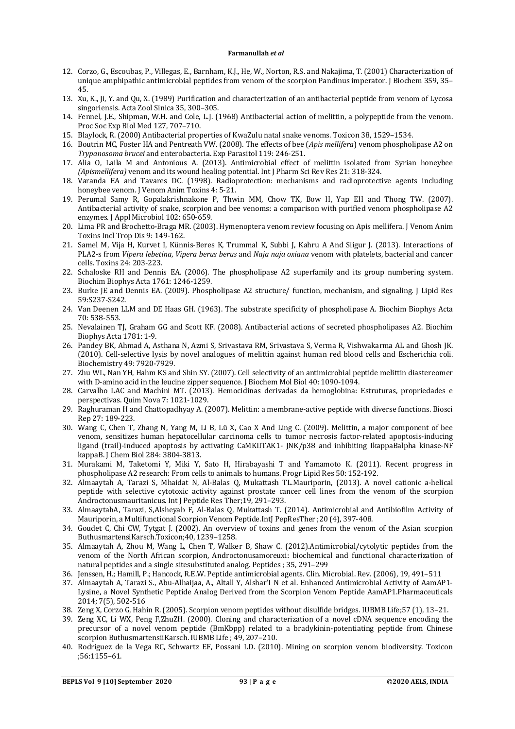12. Corzo, G., Escoubas, P., Villegas, E., Barnham, K.J., He, W., Norton, R.S. and Nakajima, T. (2001) Characterization of unique amphipathic antimicrobial peptides from venom of the scorpion Pandinus imperator. J Biochem 359, 35–45.
13. Xu, K., Ji, Y. and Qu, X. (1989) Purification and characterization of an antibacterial peptide from venom of Lycosa singoriensis. Acta Zool Sinica 35, 300–305.
14. Fennel, J.E., Shipman, W.H. and Cole, L.J. (1968) Antibacterial action of melittin, a polypeptide from the venom. Proc Soc Exp Biol Med 127, 707–710.
15. Blaylock, R. (2000) Antibacterial properties of KwaZulu natal snake venoms. Toxicon 38, 1529–1534.
16. Boutrin MC, Foster HA and Pentreath VW. (2008). The effects of bee (*Apis mellifera*) venom phospholipase A2 on *Trypanosoma brucei* and enterobacteria. Exp Parasitol 119: 246-251.
17. Alia O, Laila M and Antonious A. (2013). Antimicrobial effect of melittin isolated from Syrian honeybee *(Apismellifera)* venom and its wound healing potential. Int J Pharm Sci Rev Res 21: 318-324.
18. Varanda EA and Tavares DC. (1998). Radioprotection: mechanisms and radioprotective agents including honeybee venom. J Venom Anim Toxins 4: 5-21.
19. Perumal Samy R, Gopalakrishnakone P, Thwin MM, Chow TK, Bow H, Yap EH and Thong TW. (2007). Antibacterial activity of snake, scorpion and bee venoms: a comparison with purified venom phospholipase A2 enzymes. J Appl Microbiol 102: 650-659.
20. Lima PR and Brochetto-Braga MR. (2003). Hymenoptera venom review focusing on Apis mellifera. J Venom Anim Toxins Incl Trop Dis 9: 149-162.
21. Samel M, Vija H, Kurvet I, Künnis-Beres K, Trummal K, Subbi J, Kahru A And Siigur J. (2013). Interactions of PLA2-s from *Vipera lebetina*, *Vipera berus berus* and *Naja naja oxiana* venom with platelets, bacterial and cancer cells. Toxins 24: 203-223.
22. Schaloske RH and Dennis EA. (2006). The phospholipase A2 superfamily and its group numbering system. Biochim Biophys Acta 1761: 1246-1259.
23. Burke JE and Dennis EA. (2009). Phospholipase A2 structure/ function, mechanism, and signaling. J Lipid Res 59:S237-S242.
24. Van Deenen LLM and DE Haas GH. (1963). The substrate specificity of phospholipase A. Biochim Biophys Acta 70: 538-553.
25. Nevalainen TJ, Graham GG and Scott KF. (2008). Antibacterial actions of secreted phospholipases A2. Biochim Biophys Acta 1781: 1-9.
26. Pandey BK, Ahmad A, Asthana N, Azmi S, Srivastava RM, Srivastava S, Verma R, Vishwakarma AL and Ghosh JK. (2010). Cell-selective lysis by novel analogues of melittin against human red blood cells and Escherichia coli. Biochemistry 49: 7920-7929.
27. Zhu WL, Nan YH, Hahm KS and Shin SY. (2007). Cell selectivity of an antimicrobial peptide melittin diastereomer with D-amino acid in the leucine zipper sequence. J Biochem Mol Biol 40: 1090-1094.
28. Carvalho LAC and Machini MT. (2013). Hemocidinas derivadas da hemoglobina: Estruturas, propriedades e perspectivas. Quim Nova 7: 1021-1029.
29. Raghuraman H and Chattopadhyay A. (2007). Melittin: a membrane-active peptide with diverse functions. Biosci Rep 27: 189-223.
30. Wang C, Chen T, Zhang N, Yang M, Li B, Lü X, Cao X And Ling C. (2009). Melittin, a major component of bee venom, sensitizes human hepatocellular carcinoma cells to tumor necrosis factor-related apoptosis-inducing ligand (trail)-induced apoptosis by activating CaMKIITAK1- JNK/p38 and inhibiting IkappaBalpha kinase-NF kappaB. J Chem Biol 284: 3804-3813.
31. Murakami M, Taketomi Y, Miki Y, Sato H, Hirabayashi T and Yamamoto K. (2011). Recent progress in phospholipase A2 research: From cells to animals to humans. Progr Lipid Res 50: 152-192.
32. Almaaytah A, Tarazi S, Mhaidat N, Al-Balas Q, Mukattash TL.Mauriporin, (2013). A novel cationic a-helical peptide with selective cytotoxic activity against prostate cancer cell lines from the venom of the scorpion Androctonusmauritanicus. Int J Peptide Res Ther;19, 291–293.
33. AlmaaytahA, Tarazi, S,Alsheyab F, Al-Balas Q, Mukattash T. (2014). Antimicrobial and Antibiofilm Activity of Mauriporin, a Multifunctional Scorpion Venom Peptide.IntJ PepResTher ;20 (4), 397-408.
34. Goudet C, Chi CW, Tytgat J. (2002). An overview of toxins and genes from the venom of the Asian scorpion ButhusmartensiKarsch.Toxicon;40, 1239–1258.
35. Almaaytah A, Zhou M, Wang L, Chen T, Walker B, Shaw C. (2012).Antimicrobial/cytolytic peptides from the venom of the North African scorpion, Androctonusamoreuxi: biochemical and functional characterization of natural peptides and a single sitesubstituted analog. Peptides ; 35, 291–299
36. Jenssen, H.; Hamill, P.; Hancock, R.E.W. Peptide antimicrobial agents. Clin. Microbial. Rev. (2006), 19, 491–511
37. Almaaytah A, Tarazi S., Abu-Alhaijaa, A., Altall Y, Alshar'I N et al. Enhanced Antimicrobial Activity of AamAP1-Lysine, a Novel Synthetic Peptide Analog Derived from the Scorpion Venom Peptide AamAP1.Pharmaceuticals 2014; 7(5), 502-516
38. Zeng X, Corzo G, Hahin R. (2005). Scorpion venom peptides without disulfide bridges. IUBMB Life;57 (1), 13–21.
39. Zeng XC, Li WX, Peng F,ZhuZH. (2000). Cloning and characterization of a novel cDNA sequence encoding the precursor of a novel venom peptide (BmKbpp) related to a bradykinin-potentiating peptide from Chinese scorpion ButhusmartensiiKarsch. IUBMB Life ; 49, 207–210.
40. Rodriguez de la Vega RC, Schwartz EF, Possani LD. (2010). Mining on scorpion venom biodiversity. Toxicon ;56:1155–61.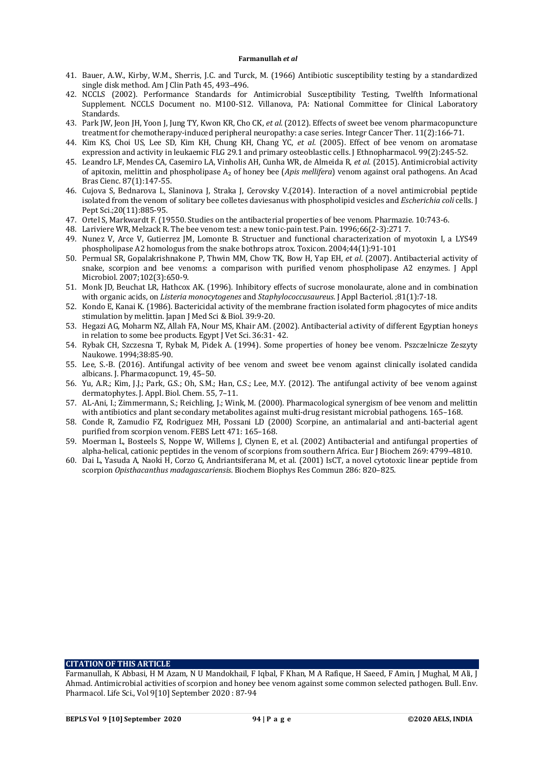41. Bauer, A.W., Kirby, W.M., Sherris, J.C. and Turck, M. (1966) Antibiotic susceptibility testing by a standardized single disk method. Am J Clin Path 45, 493–496.
42. NCCLS (2002). Performance Standards for Antimicrobial Susceptibility Testing, Twelfth Informational Supplement. NCCLS Document no. M100-S12. Villanova, PA: National Committee for Clinical Laboratory Standards.
43. Park JW, Jeon JH, Yoon J, Jung TY, Kwon KR, Cho CK, *et al*. (2012). Effects of sweet bee venom pharmacopuncture treatment for chemotherapy-induced peripheral neuropathy: a case series. Integr Cancer Ther. 11(2):166-71.
44. Kim KS, Choi US, Lee SD, Kim KH, Chung KH, Chang YC, *et al*. (2005). Effect of bee venom on aromatase expression and activity in leukaemic FLG 29.1 and primary osteoblastic cells. J Ethnopharmacol. 99(2):245-52.
45. Leandro LF, Mendes CA, Casemiro LA, Vinholis AH, Cunha WR, de Almeida R, *et al*. (2015). Antimicrobial activity of apitoxin, melittin and phospholipase $A_2$ of honey bee (*Apis mellifera*) venom against oral pathogens. An Acad Bras Cienc. 87(1):147-55.
46. Cujova S, Bednarova L, Slaninova J, Straka J, Cerovsky V.(2014). Interaction of a novel antimicrobial peptide isolated from the venom of solitary bee colletes daviesanus with phospholipid vesicles and *Escherichia coli* cells. J Pept Sci.;20(11):885-95.
47. Ortel S, Markwardt F. (19550. Studies on the antibacterial properties of bee venom. Pharmazie. 10:743-6.
48. Lariviere WR, Melzack R. The bee venom test: a new tonic-pain test. Pain. 1996;66(2-3):271 7.
49. Nunez V, Arce V, Gutierrez JM, Lomonte B. Structuer and functional characterization of myotoxin I, a LYS49 phospholipase A2 homologus from the snake bothrops atrox. Toxicon. 2004;44(1):91-101
50. Permual SR, Gopalakrishnakone P, Thwin MM, Chow TK, Bow H, Yap EH, *et al*. (2007). Antibacterial activity of snake, scorpion and bee venoms: a comparison with purified venom phospholipase A2 enzymes. J Appl Microbiol. 2007;102(3):650-9.
51. Monk JD, Beuchat LR, Hathcox AK. (1996). Inhibitory effects of sucrose monolaurate, alone and in combination with organic acids, on *Listeria monocytogenes* and *Staphylococcusaureus*. J Appl Bacteriol. ;81(1):7-18.
52. Kondo E, Kanai K. (1986). Bactericidal activity of the membrane fraction isolated form phagocytes of mice andits stimulation by melittin. Japan J Med Sci & Biol. 39:9-20.
53. Hegazi AG, Moharm NZ, Allah FA, Nour MS, Khair AM. (2002). Antibacterial activity of different Egyptian honeys in relation to some bee products. Egypt J Vet Sci. 36:31- 42.
54. Rybak CH, Szczesna T, Rybak M, Pidek A. (1994). Some properties of honey bee venom. Pszczelnicze Zeszyty Naukowe. 1994;38:85-90.
55. Lee, S.-B. (2016). Antifungal activity of bee venom and sweet bee venom against clinically isolated candida albicans. J. Pharmacopunct. 19, 45–50.
56. Yu, A.R.; Kim, J.J.; Park, G.S.; Oh, S.M.; Han, C.S.; Lee, M.Y. (2012). The antifungal activity of bee venom against dermatophytes. J. Appl. Biol. Chem. 55, 7–11.
57. AL-Ani, I.; Zimmermann, S.; Reichling, J.; Wink, M. (2000). Pharmacological synergism of bee venom and melittin with antibiotics and plant secondary metabolites against multi-drug resistant microbial pathogens. 165–168.
58. Conde R, Zamudio FZ, Rodriguez MH, Possani LD (2000) Scorpine, an antimalarial and anti-bacterial agent purified from scorpion venom. FEBS Lett 471: 165–168.
59. Moerman L, Bosteels S, Noppe W, Willems J, Clynen E, et al. (2002) Antibacterial and antifungal properties of alpha-helical, cationic peptides in the venom of scorpions from southern Africa. Eur J Biochem 269: 4799–4810.
60. Dai L, Yasuda A, Naoki H, Corzo G, Andriantsiferana M, et al. (2001) IsCT, a novel cytotoxic linear peptide from scorpion *Opisthacanthus madagascariensis*. Biochem Biophys Res Commun 286: 820–825.

**CITATION OF THIS ARTICLE**

Farmanullah, K Abbasi, H M Azam, N U Mandokhail, F Iqbal, F Khan, M A Rafique, H Saeed, F Amin, J Mughal, M Ali, J Ahmad. Antimicrobial activities of scorpion and honey bee venom against some common selected pathogen. Bull. Env. Pharmacol. Life Sci., Vol 9[10] September 2020 : 87-94